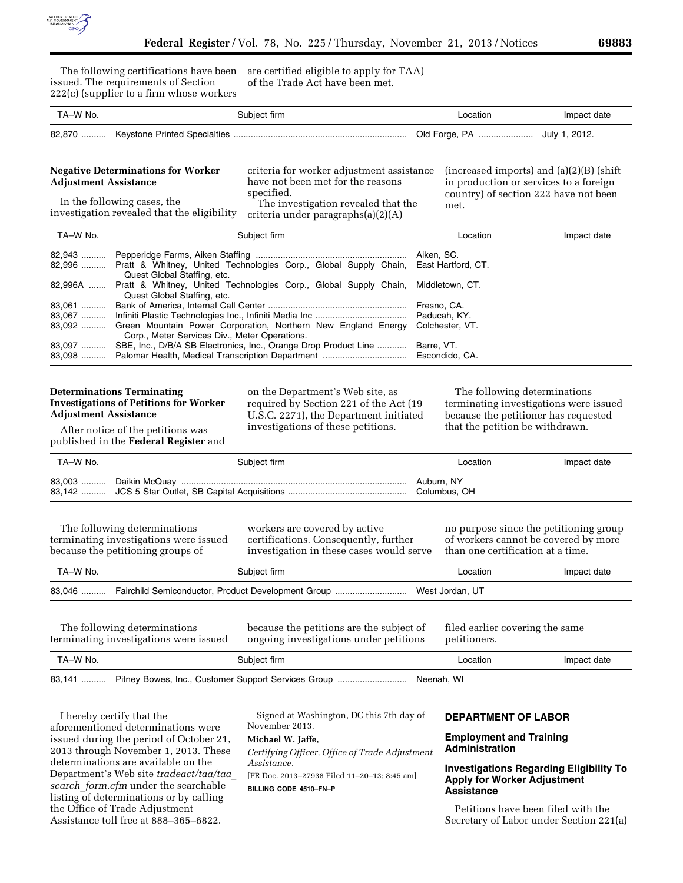The following certifications have been issued. The requirements of Section 222(c) (supplier to a firm whose workers are certified eligible to apply for TAA) of the Trade Act have been met.

| TA–W No. | Subject firm | Location | Impact date |
|---|---|---|---|
| 82,870 | Keystone Printed Specialties | Old Forge, PA | July 1, 2012. |

**Negative Determinations for Worker Adjustment Assistance**

In the following cases, the investigation revealed that the eligibility criteria for worker adjustment assistance have not been met for the reasons specified.

The investigation revealed that the criteria under paragraphs(a)(2)(A) (increased imports) and (a)(2)(B) (shift in production or services to a foreign country) of section 222 have not been met.

| TA–W No. | Subject firm | Location | Impact date |
|---|---|---|---|
| 82,943 | Pepperidge Farms, Aiken Staffing | Aiken, SC. | |
| 82,996 | Pratt & Whitney, United Technologies Corp., Global Supply Chain, Quest Global Staffing, etc. | East Hartford, CT. | |
| 82,996A | Pratt & Whitney, United Technologies Corp., Global Supply Chain, Quest Global Staffing, etc. | Middletown, CT. | |
| 83,061 | Bank of America, Internal Call Center | Fresno, CA. | |
| 83,067 | Infiniti Plastic Technologies Inc., Infiniti Media Inc | Paducah, KY. | |
| 83,092 | Green Mountain Power Corporation, Northern New England Energy Corp., Meter Services Div., Meter Operations. | Colchester, VT. | |
| 83,097 | SBE, Inc., D/B/A SB Electronics, Inc., Orange Drop Product Line | Barre, VT. | |
| 83,098 | Palomar Health, Medical Transcription Department | Escondido, CA. | |

**Determinations Terminating Investigations of Petitions for Worker Adjustment Assistance**

After notice of the petitions was published in the **Federal Register** and on the Department's Web site, as required by Section 221 of the Act (19 U.S.C. 2271), the Department initiated investigations of these petitions.

The following determinations terminating investigations were issued because the petitioner has requested that the petition be withdrawn.

| TA–W No. | Subject firm | Location | Impact date |
|---|---|---|---|
| 83,003 | Daikin McQuay | Auburn, NY | |
| 83,142 | JCS 5 Star Outlet, SB Capital Acquisitions | Columbus, OH | |

The following determinations terminating investigations were issued because the petitioning groups of workers are covered by active certifications. Consequently, further investigation in these cases would serve no purpose since the petitioning group of workers cannot be covered by more than one certification at a time.

| TA–W No. | Subject firm | Location | Impact date |
|---|---|---|---|
| 83,046 | Fairchild Semiconductor, Product Development Group | West Jordan, UT | |

The following determinations terminating investigations were issued because the petitions are the subject of ongoing investigations under petitions filed earlier covering the same petitioners.

| TA–W No. | Subject firm | Location | Impact date |
|---|---|---|---|
| 83,141 | Pitney Bowes, Inc., Customer Support Services Group | Neenah, WI | |

I hereby certify that the aforementioned determinations were issued during the period of October 21, 2013 through November 1, 2013. These determinations are available on the Department's Web site *tradeact/taa/taa_search_form.cfm* under the searchable listing of determinations or by calling the Office of Trade Adjustment Assistance toll free at 888–365–6822.

Signed at Washington, DC this 7th day of November 2013.

**Michael W. Jaffe,**

*Certifying Officer, Office of Trade Adjustment Assistance.*

[FR Doc. 2013–27938 Filed 11–20–13; 8:45 am]

**BILLING CODE 4510–FN–P**

## DEPARTMENT OF LABOR

### Employment and Training Administration

### Investigations Regarding Eligibility To Apply for Worker Adjustment Assistance

Petitions have been filed with the Secretary of Labor under Section 221(a)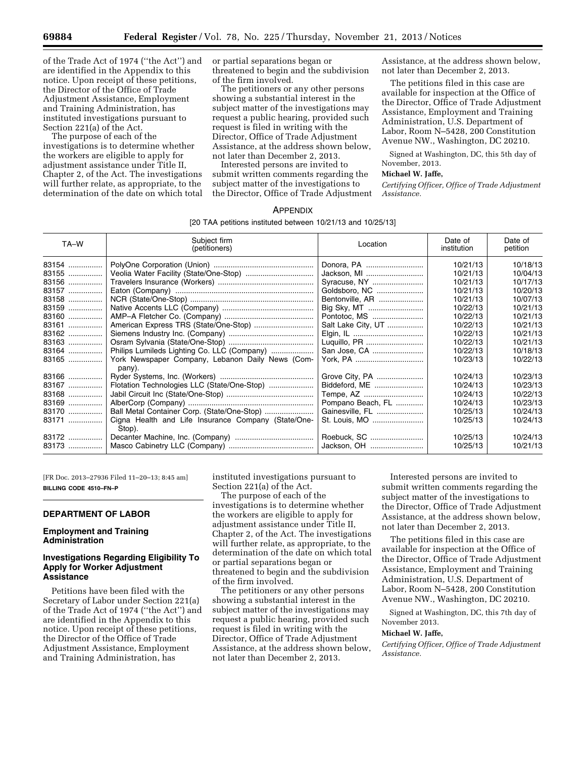of the Trade Act of 1974 (''the Act'') and are identified in the Appendix to this notice. Upon receipt of these petitions, the Director of the Office of Trade Adjustment Assistance, Employment and Training Administration, has instituted investigations pursuant to Section 221(a) of the Act.

The purpose of each of the investigations is to determine whether the workers are eligible to apply for adjustment assistance under Title II, Chapter 2, of the Act. The investigations will further relate, as appropriate, to the determination of the date on which total or partial separations began or threatened to begin and the subdivision of the firm involved.

The petitioners or any other persons showing a substantial interest in the subject matter of the investigations may request a public hearing, provided such request is filed in writing with the Director, Office of Trade Adjustment Assistance, at the address shown below, not later than December 2, 2013.

Interested persons are invited to submit written comments regarding the subject matter of the investigations to the Director, Office of Trade Adjustment Assistance, at the address shown below, not later than December 2, 2013.

The petitions filed in this case are available for inspection at the Office of the Director, Office of Trade Adjustment Assistance, Employment and Training Administration, U.S. Department of Labor, Room N–5428, 200 Constitution Avenue NW., Washington, DC 20210.

Signed at Washington, DC, this 5th day of November, 2013.

**Michael W. Jaffe,**

*Certifying Officer, Office of Trade Adjustment Assistance.*

APPENDIX

[20 TAA petitions instituted between 10/21/13 and 10/25/13]

| TA–W | Subject firm (petitioners) | Location | Date of institution | Date of petition |
|---|---|---|---|---|
| 83154 | PolyOne Corporation (Union) | Donora, PA | 10/21/13 | 10/18/13 |
| 83155 | Veolia Water Facility (State/One-Stop) | Jackson, MI | 10/21/13 | 10/04/13 |
| 83156 | Travelers Insurance (Workers) | Syracuse, NY | 10/21/13 | 10/17/13 |
| 83157 | Eaton (Company) | Goldsboro, NC | 10/21/13 | 10/20/13 |
| 83158 | NCR (State/One-Stop) | Bentonville, AR | 10/21/13 | 10/07/13 |
| 83159 | Native Accents LLC (Company) | Big Sky, MT | 10/22/13 | 10/21/13 |
| 83160 | AMP–A Fletcher Co. (Company) | Pontotoc, MS | 10/22/13 | 10/21/13 |
| 83161 | American Express TRS (State/One-Stop) | Salt Lake City, UT | 10/22/13 | 10/21/13 |
| 83162 | Siemens Industry Inc. (Company) | Elgin, IL | 10/22/13 | 10/21/13 |
| 83163 | Osram Sylvania (State/One-Stop) | Luquillo, PR | 10/22/13 | 10/21/13 |
| 83164 | Philips Lumileds Lighting Co. LLC (Company) | San Jose, CA | 10/22/13 | 10/18/13 |
| 83165 | York Newspaper Company, Lebanon Daily News (Company). | York, PA | 10/23/13 | 10/22/13 |
| 83166 | Ryder Systems, Inc. (Workers) | Grove City, PA | 10/24/13 | 10/23/13 |
| 83167 | Flotation Technologies LLC (State/One-Stop) | Biddeford, ME | 10/24/13 | 10/23/13 |
| 83168 | Jabil Circuit Inc (State/One-Stop) | Tempe, AZ | 10/24/13 | 10/22/13 |
| 83169 | AlberCorp (Company) | Pompano Beach, FL | 10/24/13 | 10/23/13 |
| 83170 | Ball Metal Container Corp. (State/One-Stop) | Gainesville, FL | 10/25/13 | 10/24/13 |
| 83171 | Cigna Health and Life Insurance Company (State/One-Stop). | St. Louis, MO | 10/25/13 | 10/24/13 |
| 83172 | Decanter Machine, Inc. (Company) | Roebuck, SC | 10/25/13 | 10/24/13 |
| 83173 | Masco Cabinetry LLC (Company) | Jackson, OH | 10/25/13 | 10/21/13 |

[FR Doc. 2013–27936 Filed 11–20–13; 8:45 am]

**BILLING CODE 4510–FN–P**

## DEPARTMENT OF LABOR

### Employment and Training Administration

### Investigations Regarding Eligibility To Apply for Worker Adjustment Assistance

Petitions have been filed with the Secretary of Labor under Section 221(a) of the Trade Act of 1974 (''the Act'') and are identified in the Appendix to this notice. Upon receipt of these petitions, the Director of the Office of Trade Adjustment Assistance, Employment and Training Administration, has instituted investigations pursuant to Section 221(a) of the Act.

The purpose of each of the investigations is to determine whether the workers are eligible to apply for adjustment assistance under Title II, Chapter 2, of the Act. The investigations will further relate, as appropriate, to the determination of the date on which total or partial separations began or threatened to begin and the subdivision of the firm involved.

The petitioners or any other persons showing a substantial interest in the subject matter of the investigations may request a public hearing, provided such request is filed in writing with the Director, Office of Trade Adjustment Assistance, at the address shown below, not later than December 2, 2013.

Interested persons are invited to submit written comments regarding the subject matter of the investigations to the Director, Office of Trade Adjustment Assistance, at the address shown below, not later than December 2, 2013.

The petitions filed in this case are available for inspection at the Office of the Director, Office of Trade Adjustment Assistance, Employment and Training Administration, U.S. Department of Labor, Room N–5428, 200 Constitution Avenue NW., Washington, DC 20210.

Signed at Washington, DC, this 7th day of November 2013.

**Michael W. Jaffe,**

*Certifying Officer, Office of Trade Adjustment Assistance.*